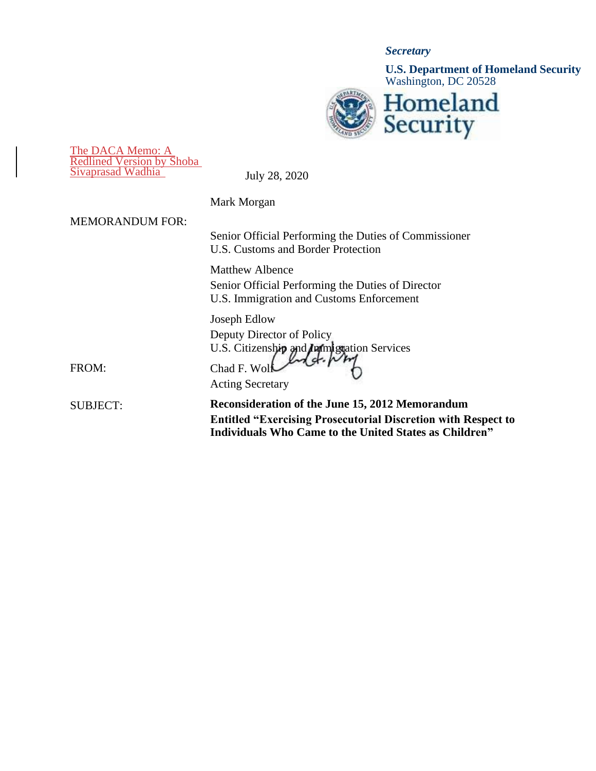*Secretary*

**U.S. Department of Homeland Security**
Washington, DC 20528

Homeland Security

The DACA Memo: A Redlined Version by Shoba Sivaprasad Wadhia

July 28, 2020

MEMORANDUM FOR: Mark Morgan
Senior Official Performing the Duties of Commissioner
U.S. Customs and Border Protection

Matthew Albence
Senior Official Performing the Duties of Director
U.S. Immigration and Customs Enforcement

Joseph Edlow
Deputy Director of Policy
U.S. Citizenship and Immigration Services

FROM: Chad F. Wolf
Acting Secretary

SUBJECT: **Reconsideration of the June 15, 2012 Memorandum Entitled "Exercising Prosecutorial Discretion with Respect to Individuals Who Came to the United States as Children"**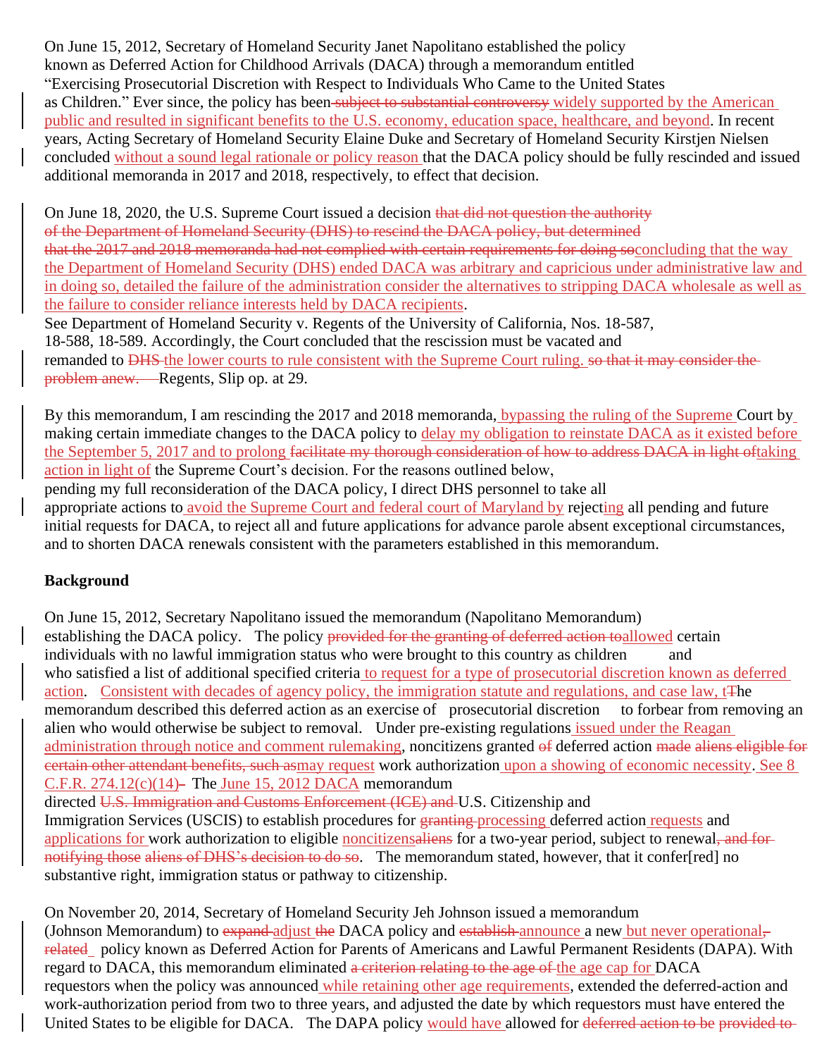On June 15, 2012, Secretary of Homeland Security Janet Napolitano established the policy known as Deferred Action for Childhood Arrivals (DACA) through a memorandum entitled "Exercising Prosecutorial Discretion with Respect to Individuals Who Came to the United States as Children." Ever since, the policy has been ~~subject to substantial controversy~~ widely supported by the American public and resulted in significant benefits to the U.S. economy, education space, healthcare, and beyond. In recent years, Acting Secretary of Homeland Security Elaine Duke and Secretary of Homeland Security Kirstjen Nielsen concluded without a sound legal rationale or policy reason that the DACA policy should be fully rescinded and issued additional memoranda in 2017 and 2018, respectively, to effect that decision.

On June 18, 2020, the U.S. Supreme Court issued a decision ~~that did not question the authority of the Department of Homeland Security (DHS) to rescind the DACA policy, but determined that the 2017 and 2018 memoranda had not complied with certain requirements for doing so~~concluding that the way the Department of Homeland Security (DHS) ended DACA was arbitrary and capricious under administrative law and in doing so, detailed the failure of the administration consider the alternatives to stripping DACA wholesale as well as the failure to consider reliance interests held by DACA recipients. See Department of Homeland Security v. Regents of the University of California, Nos. 18-587, 18-588, 18-589. Accordingly, the Court concluded that the rescission must be vacated and remanded to ~~DHS~~ the lower courts to rule consistent with the Supreme Court ruling. ~~so that it may consider the problem anew.~~ Regents, Slip op. at 29.

By this memorandum, I am rescinding the 2017 and 2018 memoranda, bypassing the ruling of the Supreme Court by making certain immediate changes to the DACA policy to delay my obligation to reinstate DACA as it existed before the September 5, 2017 and to prolong ~~facilitate my thorough consideration of how to address DACA in light of~~taking action in light of the Supreme Court's decision. For the reasons outlined below, pending my full reconsideration of the DACA policy, I direct DHS personnel to take all appropriate actions to avoid the Supreme Court and federal court of Maryland by rejecting all pending and future initial requests for DACA, to reject all and future applications for advance parole absent exceptional circumstances, and to shorten DACA renewals consistent with the parameters established in this memorandum.

**Background**

On June 15, 2012, Secretary Napolitano issued the memorandum (Napolitano Memorandum) establishing the DACA policy. The policy ~~provided for the granting of deferred action to~~allowed certain individuals with no lawful immigration status who were brought to this country as children and who satisfied a list of additional specified criteria to request for a type of prosecutorial discretion known as deferred action. Consistent with decades of agency policy, the immigration statute and regulations, and case law, t~~T~~he memorandum described this deferred action as an exercise of prosecutorial discretion to forbear from removing an alien who would otherwise be subject to removal. Under pre-existing regulations issued under the Reagan administration through notice and comment rulemaking, noncitizens granted ~~of~~ deferred action ~~made aliens eligible for certain other attendant benefits, such as~~may request work authorization upon a showing of economic necessity. See 8 C.F.R. 274.12(c)(14)~~.~~ The June 15, 2012 DACA memorandum directed ~~U.S. Immigration and Customs Enforcement (ICE) and~~ U.S. Citizenship and Immigration Services (USCIS) to establish procedures for ~~granting~~ processing deferred action requests and applications for work authorization to eligible noncitizens~~aliens~~ for a two-year period, subject to renewal~~, and for notifying those aliens of DHS's decision to do so~~. The memorandum stated, however, that it confer[red] no substantive right, immigration status or pathway to citizenship.

On November 20, 2014, Secretary of Homeland Security Jeh Johnson issued a memorandum (Johnson Memorandum) to ~~expand~~ adjust ~~the~~ DACA policy and ~~establish~~ announce a new but never operational~~,~~ ~~related~~ policy known as Deferred Action for Parents of Americans and Lawful Permanent Residents (DAPA). With regard to DACA, this memorandum eliminated ~~a criterion relating to the age of~~ the age cap for DACA requestors when the policy was announced while retaining other age requirements, extended the deferred-action and work-authorization period from two to three years, and adjusted the date by which requestors must have entered the United States to be eligible for DACA. The DAPA policy would have allowed for ~~deferred action to be provided to~~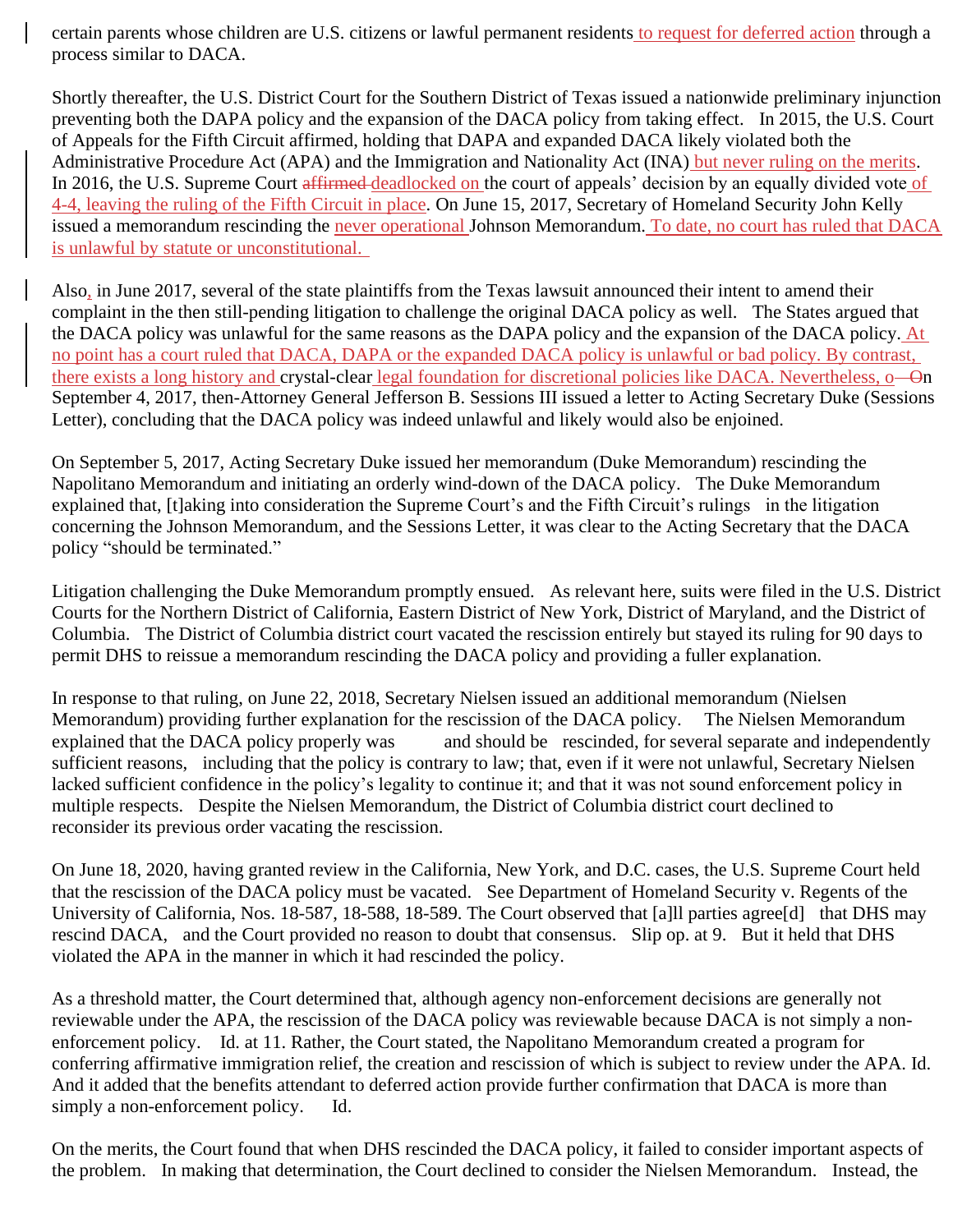certain parents whose children are U.S. citizens or lawful permanent residents to request for deferred action through a process similar to DACA.

Shortly thereafter, the U.S. District Court for the Southern District of Texas issued a nationwide preliminary injunction preventing both the DAPA policy and the expansion of the DACA policy from taking effect. In 2015, the U.S. Court of Appeals for the Fifth Circuit affirmed, holding that DAPA and expanded DACA likely violated both the Administrative Procedure Act (APA) and the Immigration and Nationality Act (INA) but never ruling on the merits. In 2016, the U.S. Supreme Court ~~affirmed~~ deadlocked on the court of appeals' decision by an equally divided vote of 4-4, leaving the ruling of the Fifth Circuit in place. On June 15, 2017, Secretary of Homeland Security John Kelly issued a memorandum rescinding the never operational Johnson Memorandum. To date, no court has ruled that DACA is unlawful by statute or unconstitutional.

Also, in June 2017, several of the state plaintiffs from the Texas lawsuit announced their intent to amend their complaint in the then still-pending litigation to challenge the original DACA policy as well. The States argued that the DACA policy was unlawful for the same reasons as the DAPA policy and the expansion of the DACA policy. At no point has a court ruled that DACA, DAPA or the expanded DACA policy is unlawful or bad policy. By contrast, there exists a long history and crystal-clear legal foundation for discretional policies like DACA. Nevertheless, o~~O~~n September 4, 2017, then-Attorney General Jefferson B. Sessions III issued a letter to Acting Secretary Duke (Sessions Letter), concluding that the DACA policy was indeed unlawful and likely would also be enjoined.

On September 5, 2017, Acting Secretary Duke issued her memorandum (Duke Memorandum) rescinding the Napolitano Memorandum and initiating an orderly wind-down of the DACA policy. The Duke Memorandum explained that, [t]aking into consideration the Supreme Court's and the Fifth Circuit's rulings in the litigation concerning the Johnson Memorandum, and the Sessions Letter, it was clear to the Acting Secretary that the DACA policy "should be terminated."

Litigation challenging the Duke Memorandum promptly ensued. As relevant here, suits were filed in the U.S. District Courts for the Northern District of California, Eastern District of New York, District of Maryland, and the District of Columbia. The District of Columbia district court vacated the rescission entirely but stayed its ruling for 90 days to permit DHS to reissue a memorandum rescinding the DACA policy and providing a fuller explanation.

In response to that ruling, on June 22, 2018, Secretary Nielsen issued an additional memorandum (Nielsen Memorandum) providing further explanation for the rescission of the DACA policy. The Nielsen Memorandum explained that the DACA policy properly was and should be rescinded, for several separate and independently sufficient reasons, including that the policy is contrary to law; that, even if it were not unlawful, Secretary Nielsen lacked sufficient confidence in the policy's legality to continue it; and that it was not sound enforcement policy in multiple respects. Despite the Nielsen Memorandum, the District of Columbia district court declined to reconsider its previous order vacating the rescission.

On June 18, 2020, having granted review in the California, New York, and D.C. cases, the U.S. Supreme Court held that the rescission of the DACA policy must be vacated. See Department of Homeland Security v. Regents of the University of California, Nos. 18-587, 18-588, 18-589. The Court observed that [a]ll parties agree[d] that DHS may rescind DACA, and the Court provided no reason to doubt that consensus. Slip op. at 9. But it held that DHS violated the APA in the manner in which it had rescinded the policy.

As a threshold matter, the Court determined that, although agency non-enforcement decisions are generally not reviewable under the APA, the rescission of the DACA policy was reviewable because DACA is not simply a non-enforcement policy. Id. at 11. Rather, the Court stated, the Napolitano Memorandum created a program for conferring affirmative immigration relief, the creation and rescission of which is subject to review under the APA. Id. And it added that the benefits attendant to deferred action provide further confirmation that DACA is more than simply a non-enforcement policy. Id.

On the merits, the Court found that when DHS rescinded the DACA policy, it failed to consider important aspects of the problem. In making that determination, the Court declined to consider the Nielsen Memorandum. Instead, the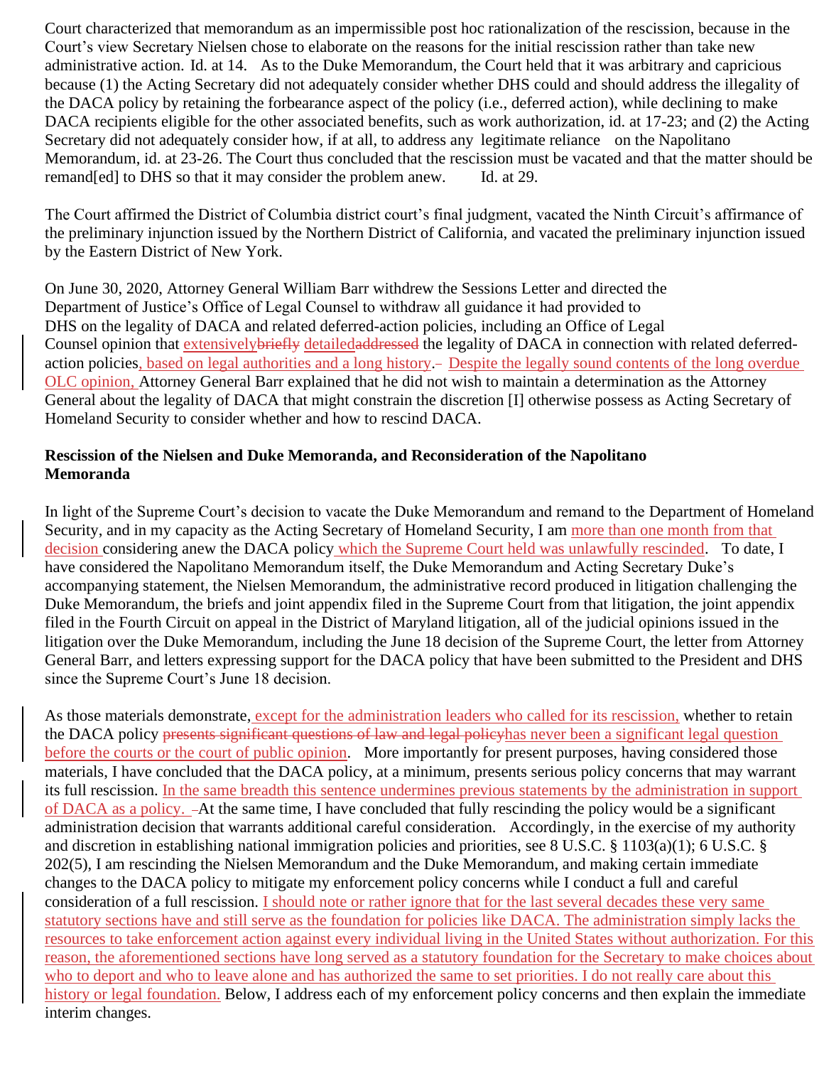Court characterized that memorandum as an impermissible post hoc rationalization of the rescission, because in the Court's view Secretary Nielsen chose to elaborate on the reasons for the initial rescission rather than take new administrative action. Id. at 14. As to the Duke Memorandum, the Court held that it was arbitrary and capricious because (1) the Acting Secretary did not adequately consider whether DHS could and should address the illegality of the DACA policy by retaining the forbearance aspect of the policy (i.e., deferred action), while declining to make DACA recipients eligible for the other associated benefits, such as work authorization, id. at 17-23; and (2) the Acting Secretary did not adequately consider how, if at all, to address any legitimate reliance on the Napolitano Memorandum, id. at 23-26. The Court thus concluded that the rescission must be vacated and that the matter should be remand[ed] to DHS so that it may consider the problem anew. Id. at 29.

The Court affirmed the District of Columbia district court's final judgment, vacated the Ninth Circuit's affirmance of the preliminary injunction issued by the Northern District of California, and vacated the preliminary injunction issued by the Eastern District of New York.

On June 30, 2020, Attorney General William Barr withdrew the Sessions Letter and directed the Department of Justice's Office of Legal Counsel to withdraw all guidance it had provided to DHS on the legality of DACA and related deferred-action policies, including an Office of Legal Counsel opinion that extensively~~briefly~~ detailed~~addressed~~ the legality of DACA in connection with related deferred-action policies, based on legal authorities and a long history.~~–~~ Despite the legally sound contents of the long overdue OLC opinion, Attorney General Barr explained that he did not wish to maintain a determination as the Attorney General about the legality of DACA that might constrain the discretion [I] otherwise possess as Acting Secretary of Homeland Security to consider whether and how to rescind DACA.

**Rescission of the Nielsen and Duke Memoranda, and Reconsideration of the Napolitano Memoranda**

In light of the Supreme Court's decision to vacate the Duke Memorandum and remand to the Department of Homeland Security, and in my capacity as the Acting Secretary of Homeland Security, I am more than one month from that decision considering anew the DACA policy which the Supreme Court held was unlawfully rescinded. To date, I have considered the Napolitano Memorandum itself, the Duke Memorandum and Acting Secretary Duke's accompanying statement, the Nielsen Memorandum, the administrative record produced in litigation challenging the Duke Memorandum, the briefs and joint appendix filed in the Supreme Court from that litigation, the joint appendix filed in the Fourth Circuit on appeal in the District of Maryland litigation, all of the judicial opinions issued in the litigation over the Duke Memorandum, including the June 18 decision of the Supreme Court, the letter from Attorney General Barr, and letters expressing support for the DACA policy that have been submitted to the President and DHS since the Supreme Court's June 18 decision.

As those materials demonstrate, except for the administration leaders who called for its rescission, whether to retain the DACA policy ~~presents significant questions of law and legal policy~~has never been a significant legal question before the courts or the court of public opinion. More importantly for present purposes, having considered those materials, I have concluded that the DACA policy, at a minimum, presents serious policy concerns that may warrant its full rescission. In the same breadth this sentence undermines previous statements by the administration in support of DACA as a policy. ~~–~~At the same time, I have concluded that fully rescinding the policy would be a significant administration decision that warrants additional careful consideration. Accordingly, in the exercise of my authority and discretion in establishing national immigration policies and priorities, see 8 U.S.C. § 1103(a)(1); 6 U.S.C. § 202(5), I am rescinding the Nielsen Memorandum and the Duke Memorandum, and making certain immediate changes to the DACA policy to mitigate my enforcement policy concerns while I conduct a full and careful consideration of a full rescission. I should note or rather ignore that for the last several decades these very same statutory sections have and still serve as the foundation for policies like DACA. The administration simply lacks the resources to take enforcement action against every individual living in the United States without authorization. For this reason, the aforementioned sections have long served as a statutory foundation for the Secretary to make choices about who to deport and who to leave alone and has authorized the same to set priorities. I do not really care about this history or legal foundation. Below, I address each of my enforcement policy concerns and then explain the immediate interim changes.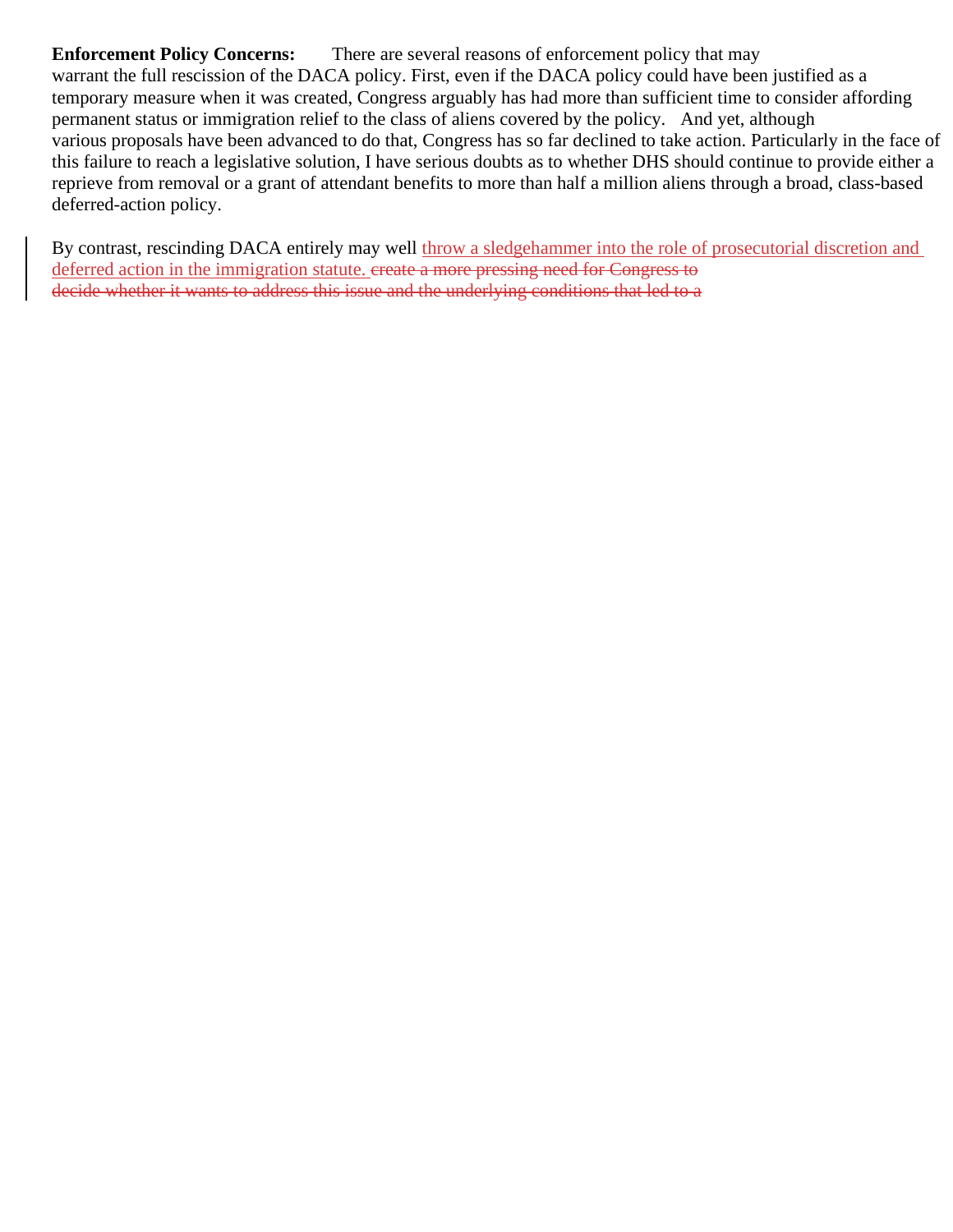**Enforcement Policy Concerns:** There are several reasons of enforcement policy that may warrant the full rescission of the DACA policy. First, even if the DACA policy could have been justified as a temporary measure when it was created, Congress arguably has had more than sufficient time to consider affording permanent status or immigration relief to the class of aliens covered by the policy. And yet, although various proposals have been advanced to do that, Congress has so far declined to take action. Particularly in the face of this failure to reach a legislative solution, I have serious doubts as to whether DHS should continue to provide either a reprieve from removal or a grant of attendant benefits to more than half a million aliens through a broad, class-based deferred-action policy.

By contrast, rescinding DACA entirely may well <ins>throw a sledgehammer into the role of prosecutorial discretion and deferred action in the immigration statute.</ins> ~~create a more pressing need for Congress to decide whether it wants to address this issue and the underlying conditions that led to a~~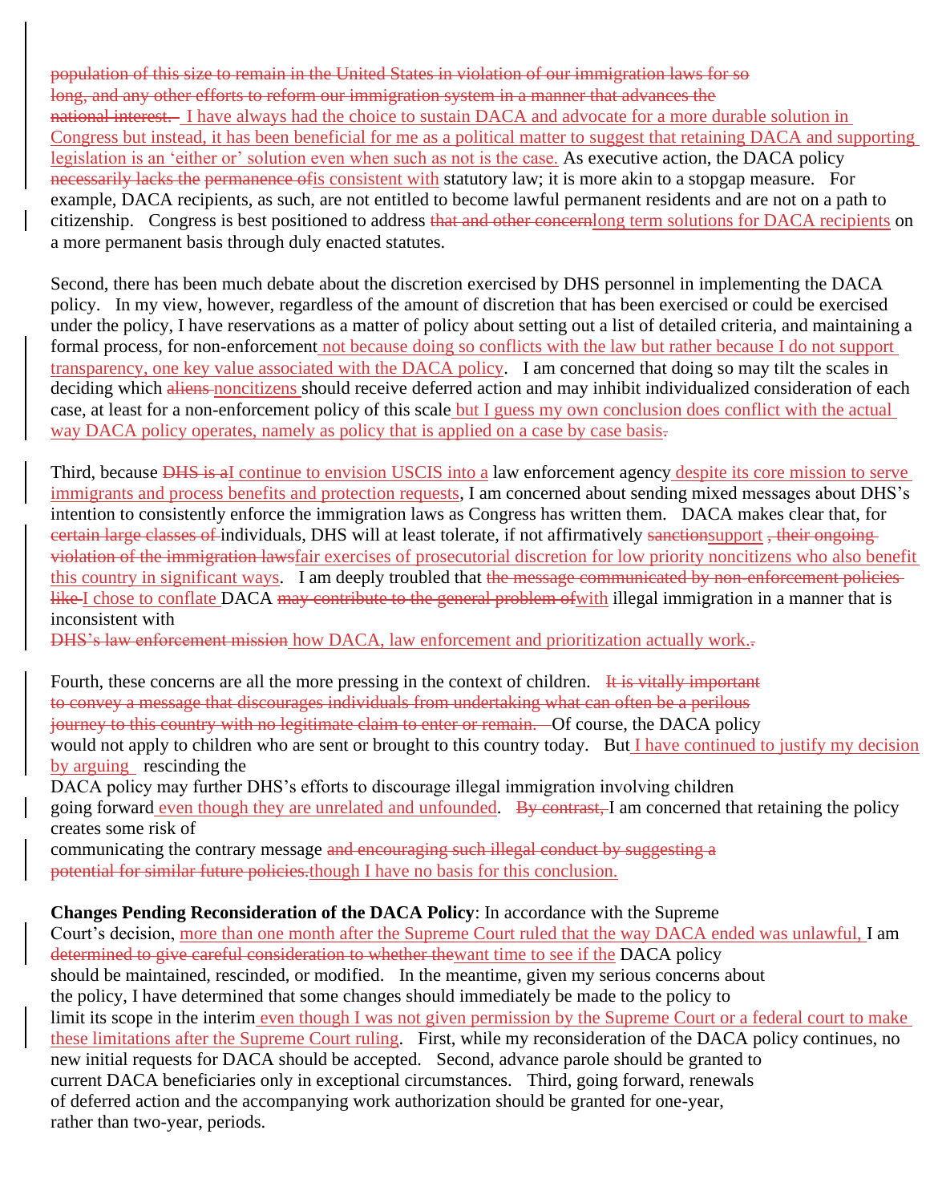~~population of this size to remain in the United States in violation of our immigration laws for so long, and any other efforts to reform our immigration system in a manner that advances the national interest.~~ <u>I have always had the choice to sustain DACA and advocate for a more durable solution in Congress but instead, it has been beneficial for me as a political matter to suggest that retaining DACA and supporting legislation is an 'either or' solution even when such as not is the case.</u> As executive action, the DACA policy ~~necessarily lacks the~~ ~~permanence of~~<u>is consistent with</u> statutory law; it is more akin to a stopgap measure. For example, DACA recipients, as such, are not entitled to become lawful permanent residents and are not on a path to citizenship. Congress is best positioned to address ~~that and other concern~~<u>long term solutions for DACA recipients</u> on a more permanent basis through duly enacted statutes.

Second, there has been much debate about the discretion exercised by DHS personnel in implementing the DACA policy. In my view, however, regardless of the amount of discretion that has been exercised or could be exercised under the policy, I have reservations as a matter of policy about setting out a list of detailed criteria, and maintaining a formal process, for non-enforcement <u>not because doing so conflicts with the law but rather because I do not support transparency, one key value associated with the DACA policy</u>. I am concerned that doing so may tilt the scales in deciding which ~~aliens~~ <u>noncitizens</u> should receive deferred action and may inhibit individualized consideration of each case, at least for a non-enforcement policy of this scale <u>but I guess my own conclusion does conflict with the actual way DACA policy operates, namely as policy that is applied on a case by case basis</u>~~.~~

Third, because ~~DHS is a~~<u>I continue to envision USCIS into a</u> law enforcement agency <u>despite its core mission to serve immigrants and process benefits and protection requests</u>, I am concerned about sending mixed messages about DHS's intention to consistently enforce the immigration laws as Congress has written them. DACA makes clear that, for ~~certain large classes of~~ individuals, DHS will at least tolerate, if not affirmatively ~~sanction~~<u>support</u> ~~, their ongoing violation of the immigration laws~~<u>fair exercises of prosecutorial discretion for low priority noncitizens who also benefit this country in significant ways</u>. I am deeply troubled that ~~the message communicated by non-enforcement policies like~~ <u>I chose to conflate</u> DACA ~~may contribute to the general problem of~~<u>with</u> illegal immigration in a manner that is inconsistent with ~~DHS's law enforcement mission~~ <u>how DACA, law enforcement and prioritization actually work.</u>~~.~~

Fourth, these concerns are all the more pressing in the context of children. ~~It is vitally important to convey a message that discourages individuals from undertaking what can often be a perilous journey to this country with no legitimate claim to enter or remain.~~ Of course, the DACA policy would not apply to children who are sent or brought to this country today. But <u>I have continued to justify my decision by arguing</u> rescinding the DACA policy may further DHS's efforts to discourage illegal immigration involving children going forward <u>even though they are unrelated and unfounded</u>. ~~By contrast,~~ I am concerned that retaining the policy creates some risk of communicating the contrary message ~~and encouraging such illegal conduct by suggesting a potential for similar future policies.~~<u>though I have no basis for this conclusion.</u>

**Changes Pending Reconsideration of the DACA Policy**: In accordance with the Supreme Court's decision, <u>more than one month after the Supreme Court ruled that the way DACA ended was unlawful,</u> I am ~~determined to give careful consideration to whether the~~<u>want time to see if the</u> DACA policy should be maintained, rescinded, or modified. In the meantime, given my serious concerns about the policy, I have determined that some changes should immediately be made to the policy to limit its scope in the interim <u>even though I was not given permission by the Supreme Court or a federal court to make these limitations after the Supreme Court ruling</u>. First, while my reconsideration of the DACA policy continues, no new initial requests for DACA should be accepted. Second, advance parole should be granted to current DACA beneficiaries only in exceptional circumstances. Third, going forward, renewals of deferred action and the accompanying work authorization should be granted for one-year, rather than two-year, periods.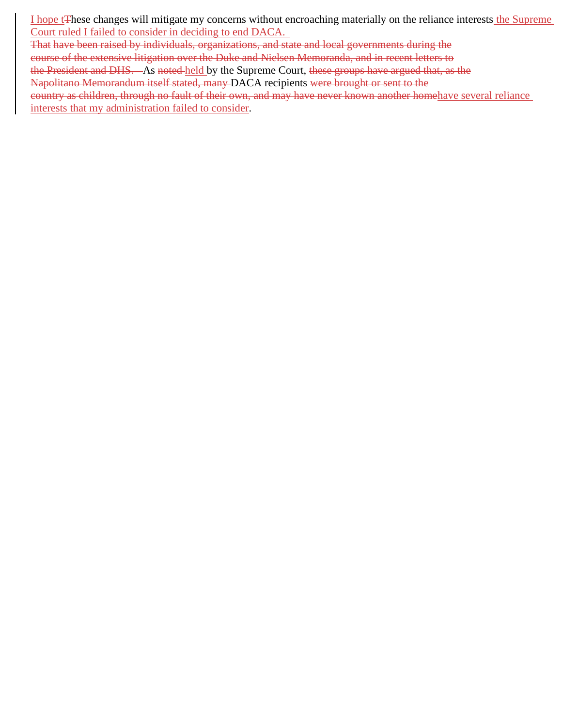I hope t~~T~~hese changes will mitigate my concerns without encroaching materially on the reliance interests the Supreme Court ruled I failed to consider in deciding to end DACA. ~~That have been raised by individuals, organizations, and state and local governments during the course of the extensive litigation over the Duke and Nielsen Memoranda, and in recent letters to the President and DHS.~~ As ~~noted~~ held by the Supreme Court, ~~these groups have argued that, as the Napolitano Memorandum itself stated, many~~ DACA recipients ~~were brought or sent to the country as children, through no fault of their own, and may have never known another home~~have several reliance interests that my administration failed to consider.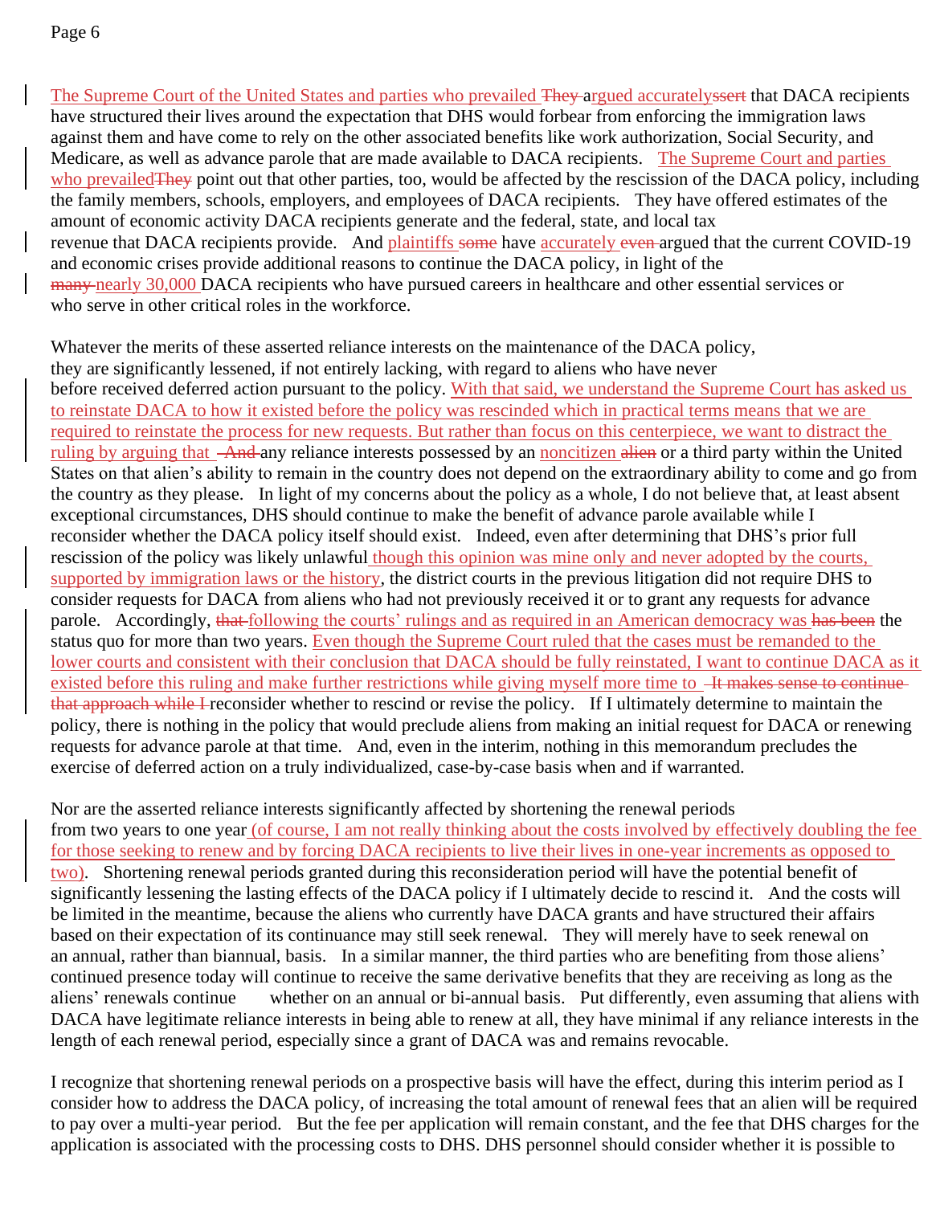The Supreme Court of the United States and parties who prevailed ~~They~~ argued accurately~~ssert~~ that DACA recipients have structured their lives around the expectation that DHS would forbear from enforcing the immigration laws against them and have come to rely on the other associated benefits like work authorization, Social Security, and Medicare, as well as advance parole that are made available to DACA recipients. The Supreme Court and parties who prevailed~~They~~ point out that other parties, too, would be affected by the rescission of the DACA policy, including the family members, schools, employers, and employees of DACA recipients. They have offered estimates of the amount of economic activity DACA recipients generate and the federal, state, and local tax revenue that DACA recipients provide. And plaintiffs ~~some~~ have accurately ~~even~~ argued that the current COVID-19 and economic crises provide additional reasons to continue the DACA policy, in light of the ~~many~~ nearly 30,000 DACA recipients who have pursued careers in healthcare and other essential services or who serve in other critical roles in the workforce.

Whatever the merits of these asserted reliance interests on the maintenance of the DACA policy, they are significantly lessened, if not entirely lacking, with regard to aliens who have never before received deferred action pursuant to the policy. With that said, we understand the Supreme Court has asked us to reinstate DACA to how it existed before the policy was rescinded which in practical terms means that we are required to reinstate the process for new requests. But rather than focus on this centerpiece, we want to distract the ruling by arguing that ~~And~~ any reliance interests possessed by an noncitizen ~~alien~~ or a third party within the United States on that alien's ability to remain in the country does not depend on the extraordinary ability to come and go from the country as they please. In light of my concerns about the policy as a whole, I do not believe that, at least absent exceptional circumstances, DHS should continue to make the benefit of advance parole available while I reconsider whether the DACA policy itself should exist. Indeed, even after determining that DHS's prior full rescission of the policy was likely unlawful though this opinion was mine only and never adopted by the courts, supported by immigration laws or the history, the district courts in the previous litigation did not require DHS to consider requests for DACA from aliens who had not previously received it or to grant any requests for advance parole. Accordingly, ~~that~~ following the courts' rulings and as required in an American democracy was ~~has been~~ the status quo for more than two years. Even though the Supreme Court ruled that the cases must be remanded to the lower courts and consistent with their conclusion that DACA should be fully reinstated, I want to continue DACA as it existed before this ruling and make further restrictions while giving myself more time to ~~It makes sense to continue that approach while I~~ reconsider whether to rescind or revise the policy. If I ultimately determine to maintain the policy, there is nothing in the policy that would preclude aliens from making an initial request for DACA or renewing requests for advance parole at that time. And, even in the interim, nothing in this memorandum precludes the exercise of deferred action on a truly individualized, case-by-case basis when and if warranted.

Nor are the asserted reliance interests significantly affected by shortening the renewal periods from two years to one year (of course, I am not really thinking about the costs involved by effectively doubling the fee for those seeking to renew and by forcing DACA recipients to live their lives in one-year increments as opposed to two). Shortening renewal periods granted during this reconsideration period will have the potential benefit of significantly lessening the lasting effects of the DACA policy if I ultimately decide to rescind it. And the costs will be limited in the meantime, because the aliens who currently have DACA grants and have structured their affairs based on their expectation of its continuance may still seek renewal. They will merely have to seek renewal on an annual, rather than biannual, basis. In a similar manner, the third parties who are benefiting from those aliens' continued presence today will continue to receive the same derivative benefits that they are receiving as long as the aliens' renewals continue whether on an annual or bi-annual basis. Put differently, even assuming that aliens with DACA have legitimate reliance interests in being able to renew at all, they have minimal if any reliance interests in the length of each renewal period, especially since a grant of DACA was and remains revocable.

I recognize that shortening renewal periods on a prospective basis will have the effect, during this interim period as I consider how to address the DACA policy, of increasing the total amount of renewal fees that an alien will be required to pay over a multi-year period. But the fee per application will remain constant, and the fee that DHS charges for the application is associated with the processing costs to DHS. DHS personnel should consider whether it is possible to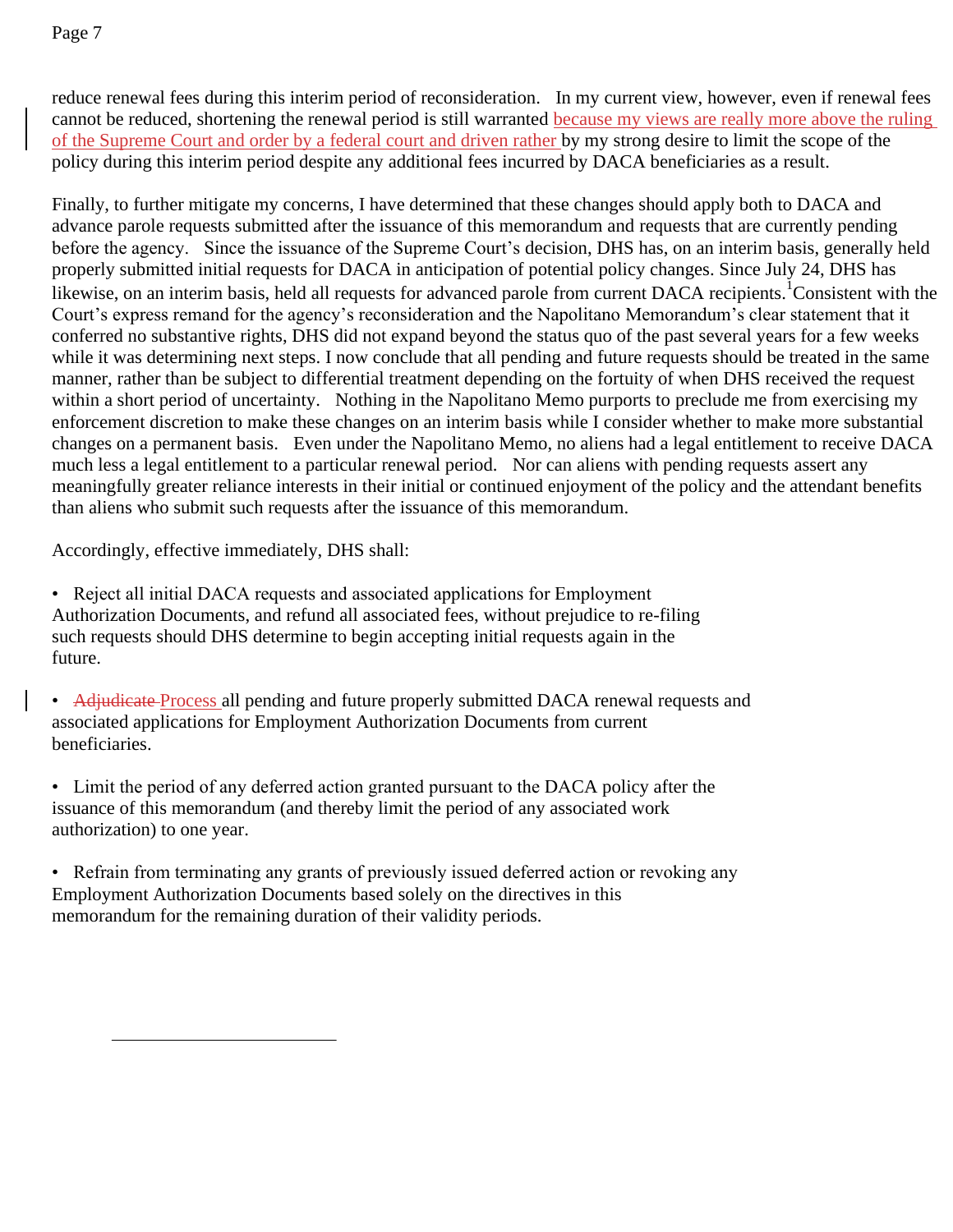reduce renewal fees during this interim period of reconsideration. In my current view, however, even if renewal fees cannot be reduced, shortening the renewal period is still warranted because my views are really more above the ruling of the Supreme Court and order by a federal court and driven rather by my strong desire to limit the scope of the policy during this interim period despite any additional fees incurred by DACA beneficiaries as a result.

Finally, to further mitigate my concerns, I have determined that these changes should apply both to DACA and advance parole requests submitted after the issuance of this memorandum and requests that are currently pending before the agency. Since the issuance of the Supreme Court's decision, DHS has, on an interim basis, generally held properly submitted initial requests for DACA in anticipation of potential policy changes. Since July 24, DHS has likewise, on an interim basis, held all requests for advanced parole from current DACA recipients.[1] Consistent with the Court's express remand for the agency's reconsideration and the Napolitano Memorandum's clear statement that it conferred no substantive rights, DHS did not expand beyond the status quo of the past several years for a few weeks while it was determining next steps. I now conclude that all pending and future requests should be treated in the same manner, rather than be subject to differential treatment depending on the fortuity of when DHS received the request within a short period of uncertainty. Nothing in the Napolitano Memo purports to preclude me from exercising my enforcement discretion to make these changes on an interim basis while I consider whether to make more substantial changes on a permanent basis. Even under the Napolitano Memo, no aliens had a legal entitlement to receive DACA much less a legal entitlement to a particular renewal period. Nor can aliens with pending requests assert any meaningfully greater reliance interests in their initial or continued enjoyment of the policy and the attendant benefits than aliens who submit such requests after the issuance of this memorandum.

Accordingly, effective immediately, DHS shall:

- Reject all initial DACA requests and associated applications for Employment Authorization Documents, and refund all associated fees, without prejudice to re-filing such requests should DHS determine to begin accepting initial requests again in the future.
- ~~Adjudicate~~ Process all pending and future properly submitted DACA renewal requests and associated applications for Employment Authorization Documents from current beneficiaries.
- Limit the period of any deferred action granted pursuant to the DACA policy after the issuance of this memorandum (and thereby limit the period of any associated work authorization) to one year.
- Refrain from terminating any grants of previously issued deferred action or revoking any Employment Authorization Documents based solely on the directives in this memorandum for the remaining duration of their validity periods.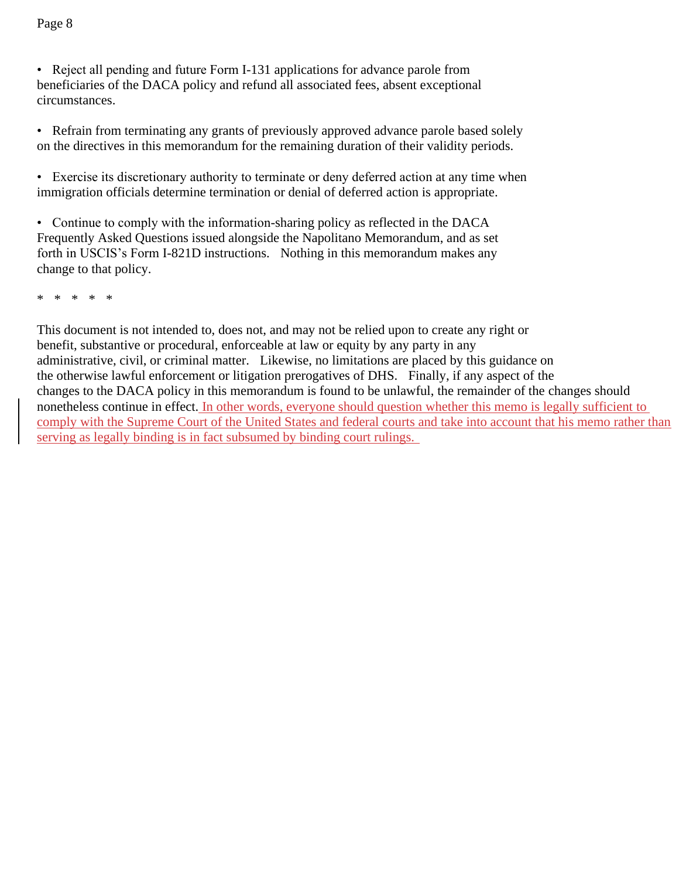- Reject all pending and future Form I-131 applications for advance parole from beneficiaries of the DACA policy and refund all associated fees, absent exceptional circumstances.

- Refrain from terminating any grants of previously approved advance parole based solely on the directives in this memorandum for the remaining duration of their validity periods.

- Exercise its discretionary authority to terminate or deny deferred action at any time when immigration officials determine termination or denial of deferred action is appropriate.

- Continue to comply with the information-sharing policy as reflected in the DACA Frequently Asked Questions issued alongside the Napolitano Memorandum, and as set forth in USCIS's Form I-821D instructions. Nothing in this memorandum makes any change to that policy.

\* \* \* \* \*

This document is not intended to, does not, and may not be relied upon to create any right or benefit, substantive or procedural, enforceable at law or equity by any party in any administrative, civil, or criminal matter. Likewise, no limitations are placed by this guidance on the otherwise lawful enforcement or litigation prerogatives of DHS. Finally, if any aspect of the changes to the DACA policy in this memorandum is found to be unlawful, the remainder of the changes should nonetheless continue in effect. In other words, everyone should question whether this memo is legally sufficient to comply with the Supreme Court of the United States and federal courts and take into account that his memo rather than serving as legally binding is in fact subsumed by binding court rulings.